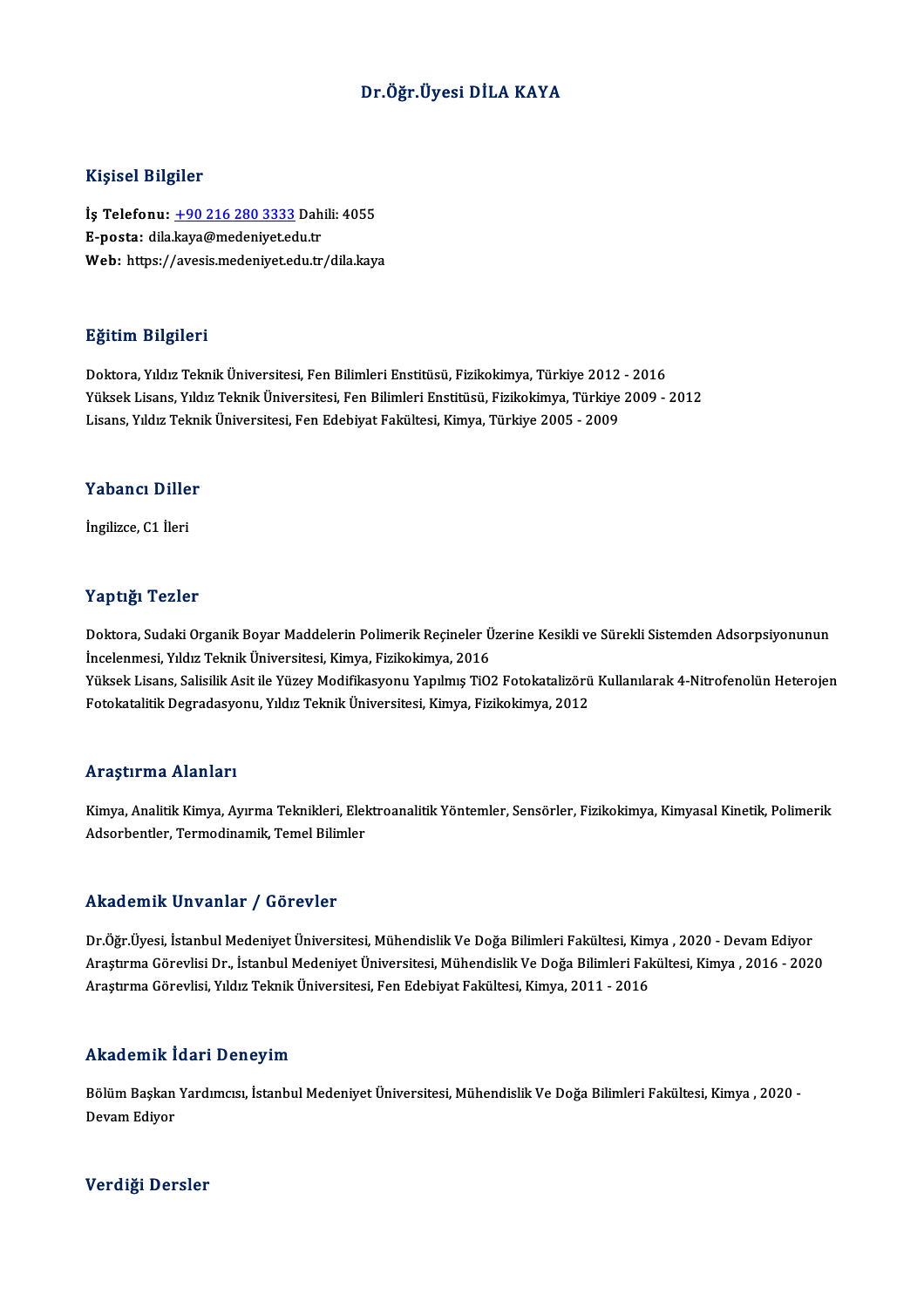# Dr.Öğr.Üyesi DİLA KAYA

## Kişisel Bilgiler

**İş Telefonu:** +90 216 280 3333 Dahili: 4055
**E-posta:** dila.kaya@medeniyet.edu.tr
**Web:** https://avesis.medeniyet.edu.tr/dila.kaya

## Eğitim Bilgileri

Doktora, Yıldız Teknik Üniversitesi, Fen Bilimleri Enstitüsü, Fizikokimya, Türkiye 2012 - 2016
Yüksek Lisans, Yıldız Teknik Üniversitesi, Fen Bilimleri Enstitüsü, Fizikokimya, Türkiye 2009 - 2012
Lisans, Yıldız Teknik Üniversitesi, Fen Edebiyat Fakültesi, Kimya, Türkiye 2005 - 2009

## Yabancı Diller

İngilizce, C1 İleri

## Yaptığı Tezler

Doktora, Sudaki Organik Boyar Maddelerin Polimerik Reçineler Üzerine Kesikli ve Sürekli Sistemden Adsorpsiyonunun İncelenmesi, Yıldız Teknik Üniversitesi, Kimya, Fizikokimya, 2016
Yüksek Lisans, Salisilik Asit ile Yüzey Modifikasyonu Yapılmış TiO2 Fotokatalizörü Kullanılarak 4-Nitrofenolün Heterojen Fotokatalitik Degradasyonu, Yıldız Teknik Üniversitesi, Kimya, Fizikokimya, 2012

## Araştırma Alanları

Kimya, Analitik Kimya, Ayırma Teknikleri, Elektroanalitik Yöntemler, Sensörler, Fizikokimya, Kimyasal Kinetik, Polimerik Adsorbentler, Termodinamik, Temel Bilimler

## Akademik Unvanlar / Görevler

Dr.Öğr.Üyesi, İstanbul Medeniyet Üniversitesi, Mühendislik Ve Doğa Bilimleri Fakültesi, Kimya , 2020 - Devam Ediyor
Araştırma Görevlisi Dr., İstanbul Medeniyet Üniversitesi, Mühendislik Ve Doğa Bilimleri Fakültesi, Kimya , 2016 - 2020
Araştırma Görevlisi, Yıldız Teknik Üniversitesi, Fen Edebiyat Fakültesi, Kimya, 2011 - 2016

## Akademik İdari Deneyim

Bölüm Başkan Yardımcısı, İstanbul Medeniyet Üniversitesi, Mühendislik Ve Doğa Bilimleri Fakültesi, Kimya , 2020 - Devam Ediyor

## Verdiği Dersler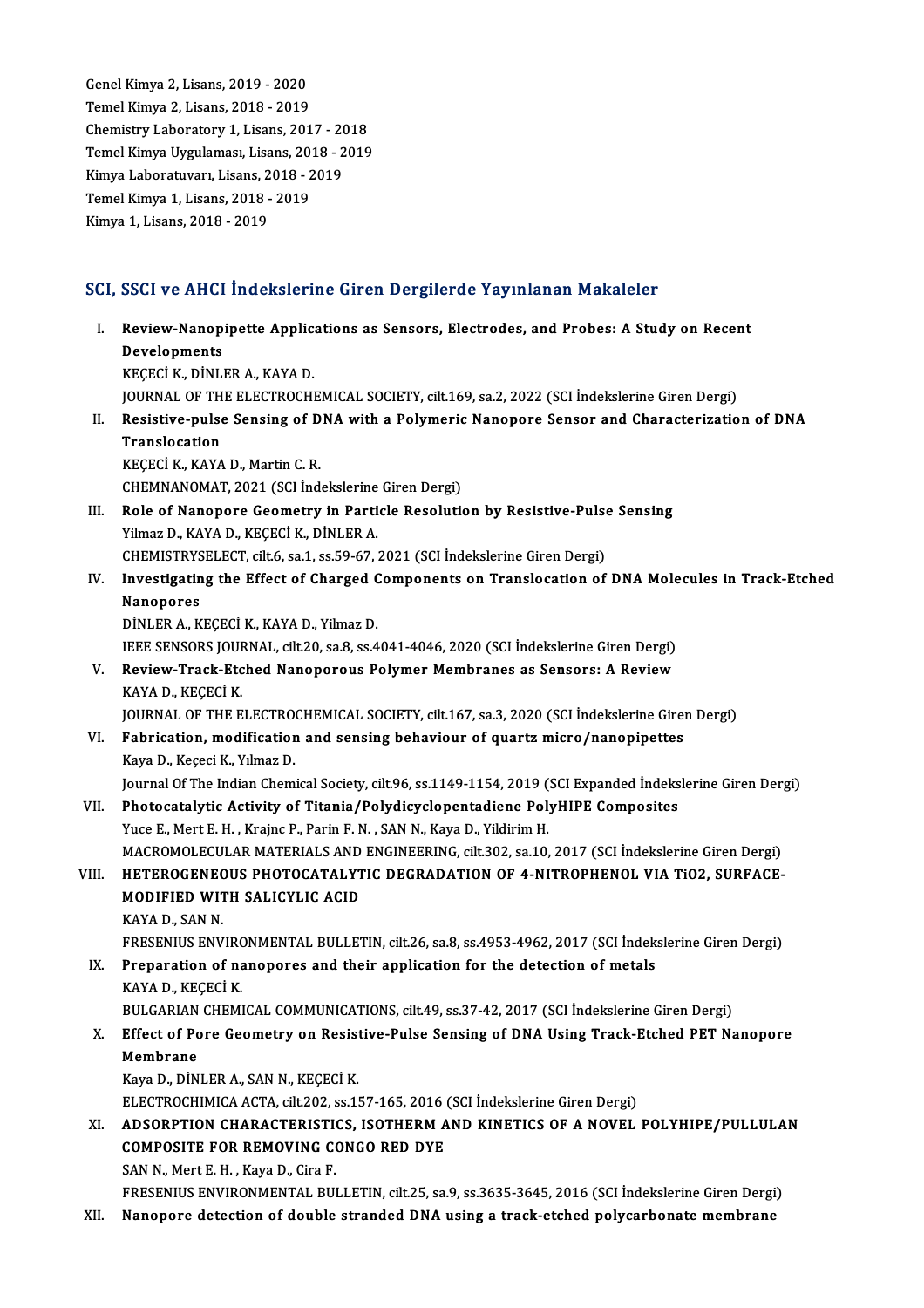Genel Kimya 2, Lisans, 2019 - 2020
Temel Kimya 2, Lisans, 2018 - 2019
Chemistry Laboratory 1, Lisans, 2017 - 2018
Temel Kimya Uygulaması, Lisans, 2018 - 2019
Kimya Laboratuvarı, Lisans, 2018 - 2019
Temel Kimya 1, Lisans, 2018 - 2019
Kimya 1, Lisans, 2018 - 2019

## SCI, SSCI ve AHCI İndekslerine Giren Dergilerde Yayınlanan Makaleler

I. **Review-Nanopipette Applications as Sensors, Electrodes, and Probes: A Study on Recent Developments**
KEÇECİ K., DİNLER A., KAYA D.
JOURNAL OF THE ELECTROCHEMICAL SOCIETY, cilt.169, sa.2, 2022 (SCI İndekslerine Giren Dergi)

II. **Resistive-pulse Sensing of DNA with a Polymeric Nanopore Sensor and Characterization of DNA Translocation**
KEÇECİ K., KAYA D., Martin C. R.
CHEMNANOMAT, 2021 (SCI İndekslerine Giren Dergi)

III. **Role of Nanopore Geometry in Particle Resolution by Resistive-Pulse Sensing**
Yilmaz D., KAYA D., KEÇECİ K., DİNLER A.
CHEMISTRYSELECT, cilt.6, sa.1, ss.59-67, 2021 (SCI İndekslerine Giren Dergi)

IV. **Investigating the Effect of Charged Components on Translocation of DNA Molecules in Track-Etched Nanopores**
DİNLER A., KEÇECİ K., KAYA D., Yilmaz D.
IEEE SENSORS JOURNAL, cilt.20, sa.8, ss.4041-4046, 2020 (SCI İndekslerine Giren Dergi)

V. **Review-Track-Etched Nanoporous Polymer Membranes as Sensors: A Review**
KAYA D., KEÇECİ K.
JOURNAL OF THE ELECTROCHEMICAL SOCIETY, cilt.167, sa.3, 2020 (SCI İndekslerine Giren Dergi)

VI. **Fabrication, modification and sensing behaviour of quartz micro/nanopipettes**
Kaya D., Keçeci K., Yılmaz D.
Journal Of The Indian Chemical Society, cilt.96, ss.1149-1154, 2019 (SCI Expanded İndekslerine Giren Dergi)

VII. **Photocatalytic Activity of Titania/Polydicyclopentadiene PolyHIPE Composites**
Yuce E., Mert E. H. , Krajnc P., Parin F. N. , SAN N., Kaya D., Yildirim H.
MACROMOLECULAR MATERIALS AND ENGINEERING, cilt.302, sa.10, 2017 (SCI İndekslerine Giren Dergi)

VIII. **HETEROGENEOUS PHOTOCATALYTIC DEGRADATION OF 4-NITROPHENOL VIA TiO2, SURFACE-MODIFIED WITH SALICYLIC ACID**
KAYA D., SAN N.
FRESENIUS ENVIRONMENTAL BULLETIN, cilt.26, sa.8, ss.4953-4962, 2017 (SCI İndekslerine Giren Dergi)

IX. **Preparation of nanopores and their application for the detection of metals**
KAYA D., KEÇECİ K.
BULGARIAN CHEMICAL COMMUNICATIONS, cilt.49, ss.37-42, 2017 (SCI İndekslerine Giren Dergi)

X. **Effect of Pore Geometry on Resistive-Pulse Sensing of DNA Using Track-Etched PET Nanopore Membrane**
Kaya D., DİNLER A., SAN N., KEÇECİ K.
ELECTROCHIMICA ACTA, cilt.202, ss.157-165, 2016 (SCI İndekslerine Giren Dergi)

XI. **ADSORPTION CHARACTERISTICS, ISOTHERM AND KINETICS OF A NOVEL POLYHIPE/PULLULAN COMPOSITE FOR REMOVING CONGO RED DYE**
SAN N., Mert E. H. , Kaya D., Cira F.
FRESENIUS ENVIRONMENTAL BULLETIN, cilt.25, sa.9, ss.3635-3645, 2016 (SCI İndekslerine Giren Dergi)

XII. **Nanopore detection of double stranded DNA using a track-etched polycarbonate membrane**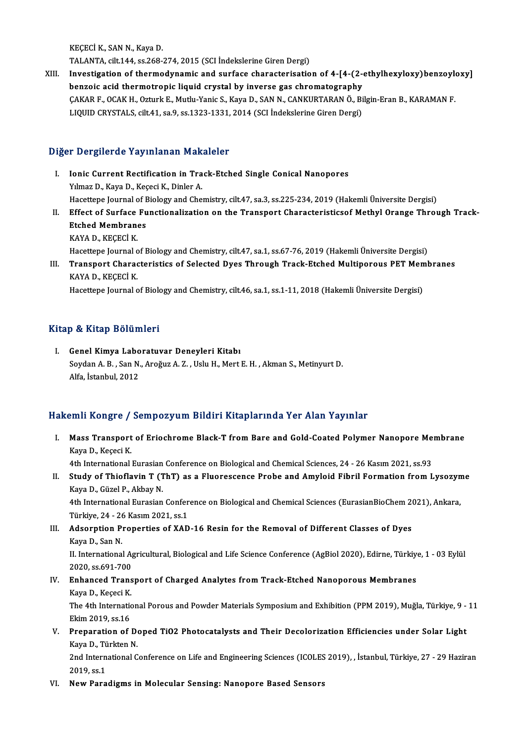KEÇECİ K., SAN N., Kaya D.
TALANTA, cilt.144, ss.268-274, 2015 (SCI İndekslerine Giren Dergi)

XIII. **Investigation of thermodynamic and surface characterisation of 4-[4-(2-ethylhexyloxy)benzoyloxy] benzoic acid thermotropic liquid crystal by inverse gas chromatography**
ÇAKAR F., OCAK H., Ozturk E., Mutlu-Yanic S., Kaya D., SAN N., CANKURTARAN Ö., Bilgin-Eran B., KARAMAN F.
LIQUID CRYSTALS, cilt.41, sa.9, ss.1323-1331, 2014 (SCI İndekslerine Giren Dergi)

## Diğer Dergilerde Yayınlanan Makaleler

I. **Ionic Current Rectification in Track-Etched Single Conical Nanopores**
Yılmaz D., Kaya D., Keçeci K., Dinler A.
Hacettepe Journal of Biology and Chemistry, cilt.47, sa.3, ss.225-234, 2019 (Hakemli Üniversite Dergisi)

II. **Effect of Surface Functionalization on the Transport Characteristicsof Methyl Orange Through Track-Etched Membranes**
KAYA D., KEÇECİ K.
Hacettepe Journal of Biology and Chemistry, cilt.47, sa.1, ss.67-76, 2019 (Hakemli Üniversite Dergisi)

III. **Transport Characteristics of Selected Dyes Through Track-Etched Multiporous PET Membranes**
KAYA D., KEÇECİ K.
Hacettepe Journal of Biology and Chemistry, cilt.46, sa.1, ss.1-11, 2018 (Hakemli Üniversite Dergisi)

## Kitap & Kitap Bölümleri

I. **Genel Kimya Laboratuvar Deneyleri Kitabı**
Soydan A. B. , San N., Aroğuz A. Z. , Uslu H., Mert E. H. , Akman S., Metinyurt D.
Alfa, İstanbul, 2012

## Hakemli Kongre / Sempozyum Bildiri Kitaplarında Yer Alan Yayınlar

I. **Mass Transport of Eriochrome Black-T from Bare and Gold-Coated Polymer Nanopore Membrane**
Kaya D., Keçeci K.
4th International Eurasian Conference on Biological and Chemical Sciences, 24 - 26 Kasım 2021, ss.93

II. **Study of Thioflavin T (ThT) as a Fluorescence Probe and Amyloid Fibril Formation from Lysozyme**
Kaya D., Güzel P., Akbay N.
4th International Eurasian Conference on Biological and Chemical Sciences (EurasianBioChem 2021), Ankara, Türkiye, 24 - 26 Kasım 2021, ss.1

III. **Adsorption Properties of XAD-16 Resin for the Removal of Different Classes of Dyes**
Kaya D., San N.
II. International Agricultural, Biological and Life Science Conference (AgBiol 2020), Edirne, Türkiye, 1 - 03 Eylül 2020, ss.691-700

IV. **Enhanced Transport of Charged Analytes from Track-Etched Nanoporous Membranes**
Kaya D., Keçeci K.
The 4th International Porous and Powder Materials Symposium and Exhibition (PPM 2019), Muğla, Türkiye, 9 - 11 Ekim 2019, ss.16

V. **Preparation of Doped TiO2 Photocatalysts and Their Decolorization Efficiencies under Solar Light**
Kaya D., Türkten N.
2nd International Conference on Life and Engineering Sciences (ICOLES 2019), , İstanbul, Türkiye, 27 - 29 Haziran 2019, ss.1

VI. **New Paradigms in Molecular Sensing: Nanopore Based Sensors**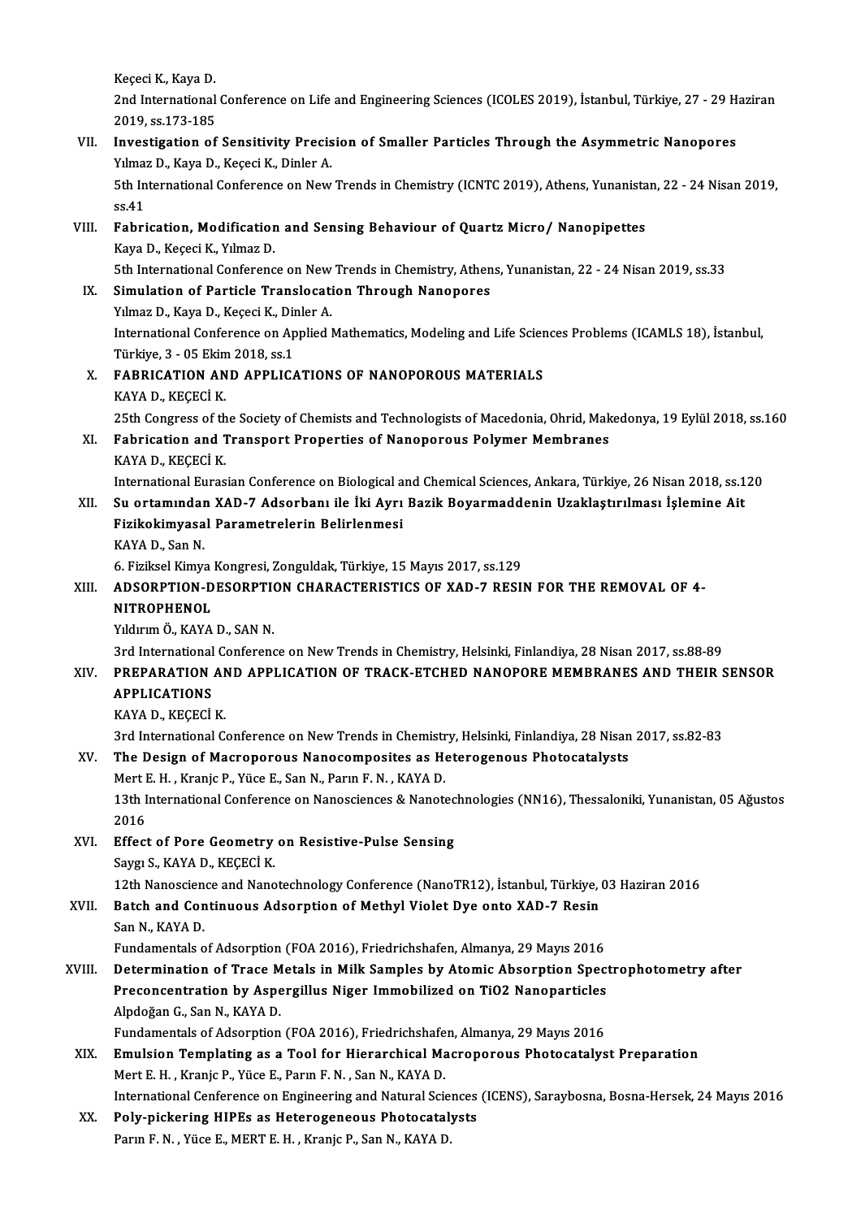Keçeci K., Kaya D.
2nd International Conference on Life and Engineering Sciences (ICOLES 2019), İstanbul, Türkiye, 27 - 29 Haziran 2019, ss.173-185

VII. **Investigation of Sensitivity Precision of Smaller Particles Through the Asymmetric Nanopores**
Yılmaz D., Kaya D., Keçeci K., Dinler A.
5th International Conference on New Trends in Chemistry (ICNTC 2019), Athens, Yunanistan, 22 - 24 Nisan 2019, ss.41

VIII. **Fabrication, Modification and Sensing Behaviour of Quartz Micro/ Nanopipettes**
Kaya D., Keçeci K., Yılmaz D.
5th International Conference on New Trends in Chemistry, Athens, Yunanistan, 22 - 24 Nisan 2019, ss.33

IX. **Simulation of Particle Translocation Through Nanopores**
Yılmaz D., Kaya D., Keçeci K., Dinler A.
International Conference on Applied Mathematics, Modeling and Life Sciences Problems (ICAMLS 18), İstanbul, Türkiye, 3 - 05 Ekim 2018, ss.1

X. **FABRICATION AND APPLICATIONS OF NANOPOROUS MATERIALS**
KAYA D., KEÇECİ K.
25th Congress of the Society of Chemists and Technologists of Macedonia, Ohrid, Makedonya, 19 Eylül 2018, ss.160

XI. **Fabrication and Transport Properties of Nanoporous Polymer Membranes**
KAYA D., KEÇECİ K.
International Eurasian Conference on Biological and Chemical Sciences, Ankara, Türkiye, 26 Nisan 2018, ss.120

XII. **Su ortamından XAD-7 Adsorbanı ile İki Ayrı Bazik Boyarmaddenin Uzaklaştırılması İşlemine Ait Fizikokimyasal Parametrelerin Belirlenmesi**
KAYA D., San N.
6. Fiziksel Kimya Kongresi, Zonguldak, Türkiye, 15 Mayıs 2017, ss.129

XIII. **ADSORPTION-DESORPTION CHARACTERISTICS OF XAD-7 RESIN FOR THE REMOVAL OF 4-NITROPHENOL**
Yıldırım Ö., KAYA D., SAN N.
3rd International Conference on New Trends in Chemistry, Helsinki, Finlandiya, 28 Nisan 2017, ss.88-89

XIV. **PREPARATION AND APPLICATION OF TRACK-ETCHED NANOPORE MEMBRANES AND THEIR SENSOR APPLICATIONS**
KAYA D., KEÇECİ K.
3rd International Conference on New Trends in Chemistry, Helsinki, Finlandiya, 28 Nisan 2017, ss.82-83

XV. **The Design of Macroporous Nanocomposites as Heterogenous Photocatalysts**
Mert E. H. , Kranjc P., Yüce E., San N., Parın F. N. , KAYA D.
13th International Conference on Nanosciences & Nanotechnologies (NN16), Thessaloniki, Yunanistan, 05 Ağustos 2016

XVI. **Effect of Pore Geometry on Resistive-Pulse Sensing**
Saygı S., KAYA D., KEÇECİ K.
12th Nanoscience and Nanotechnology Conference (NanoTR12), İstanbul, Türkiye, 03 Haziran 2016

XVII. **Batch and Continuous Adsorption of Methyl Violet Dye onto XAD-7 Resin**
San N., KAYA D.
Fundamentals of Adsorption (FOA 2016), Friedrichshafen, Almanya, 29 Mayıs 2016

XVIII. **Determination of Trace Metals in Milk Samples by Atomic Absorption Spectrophotometry after Preconcentration by Aspergillus Niger Immobilized on TiO2 Nanoparticles**
Alpdoğan G., San N., KAYA D.
Fundamentals of Adsorption (FOA 2016), Friedrichshafen, Almanya, 29 Mayıs 2016

XIX. **Emulsion Templating as a Tool for Hierarchical Macroporous Photocatalyst Preparation**
Mert E. H. , Kranjc P., Yüce E., Parın F. N. , San N., KAYA D.
International Cenference on Engineering and Natural Sciences (ICENS), Saraybosna, Bosna-Hersek, 24 Mayıs 2016

XX. **Poly-pickering HIPEs as Heterogeneous Photocatalysts**
Parın F. N. , Yüce E., MERT E. H. , Kranjc P., San N., KAYA D.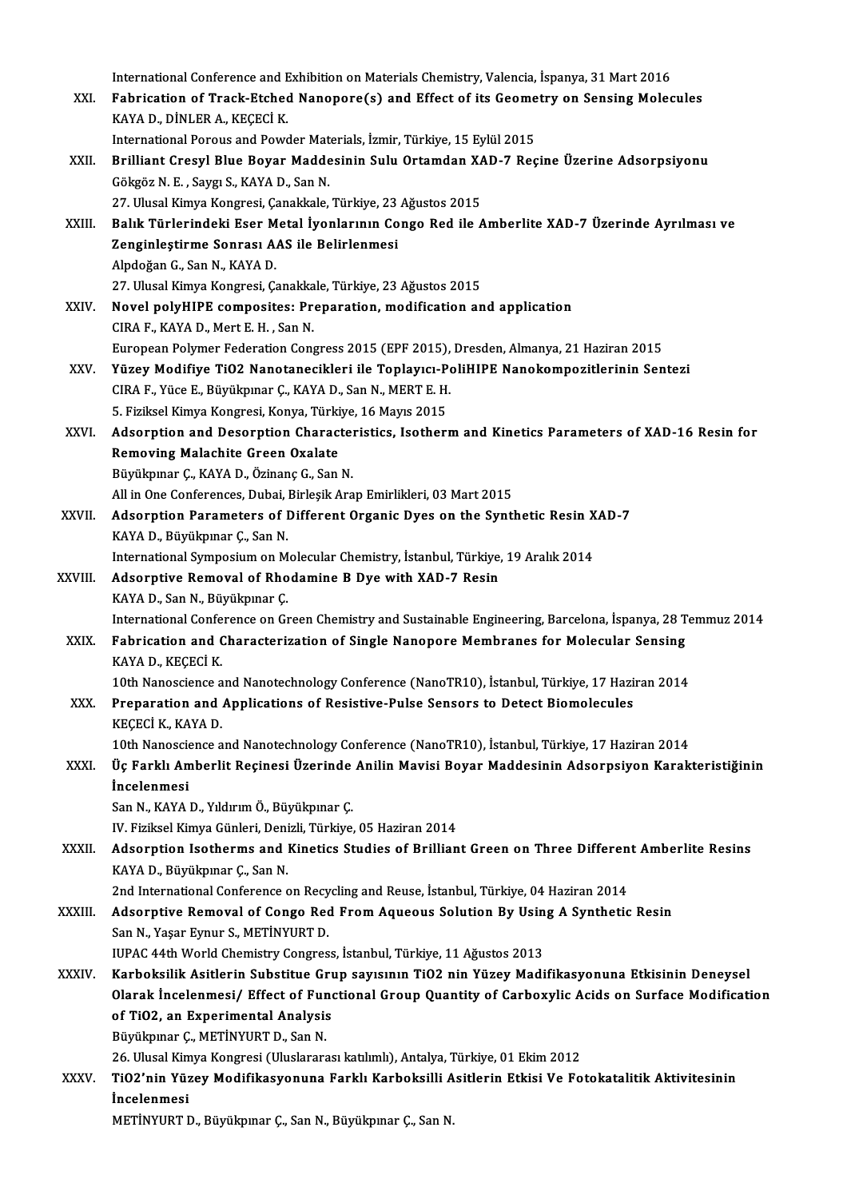International Conference and Exhibition on Materials Chemistry, Valencia, İspanya, 31 Mart 2016

XXI. **Fabrication of Track-Etched Nanopore(s) and Effect of its Geometry on Sensing Molecules**
KAYA D., DİNLER A., KEÇECİ K.
International Porous and Powder Materials, İzmir, Türkiye, 15 Eylül 2015

XXII. **Brilliant Cresyl Blue Boyar Maddesinin Sulu Ortamdan XAD-7 Reçine Üzerine Adsorpsiyonu**
Gökgöz N. E. , Saygı S., KAYA D., San N.
27. Ulusal Kimya Kongresi, Çanakkale, Türkiye, 23 Ağustos 2015

XXIII. **Balık Türlerindeki Eser Metal İyonlarının Congo Red ile Amberlite XAD-7 Üzerinde Ayrılması ve Zenginleştirme Sonrası AAS ile Belirlenmesi**
Alpdoğan G., San N., KAYA D.
27. Ulusal Kimya Kongresi, Çanakkale, Türkiye, 23 Ağustos 2015

XXIV. **Novel polyHIPE composites: Preparation, modification and application**
CIRA F., KAYA D., Mert E. H. , San N.
European Polymer Federation Congress 2015 (EPF 2015), Dresden, Almanya, 21 Haziran 2015

XXV. **Yüzey Modifiye $TiO_2$ Nanotanecikleri ile Toplayıcı-PoliHIPE Nanokompozitlerinin Sentezi**
CIRA F., Yüce E., Büyükpınar Ç., KAYA D., San N., MERT E. H.
5. Fiziksel Kimya Kongresi, Konya, Türkiye, 16 Mayıs 2015

XXVI. **Adsorption and Desorption Characteristics, Isotherm and Kinetics Parameters of XAD-16 Resin for Removing Malachite Green Oxalate**
Büyükpınar Ç., KAYA D., Özinanç G., San N.
All in One Conferences, Dubai, Birleşik Arap Emirlikleri, 03 Mart 2015

XXVII. **Adsorption Parameters of Different Organic Dyes on the Synthetic Resin XAD-7**
KAYA D., Büyükpınar Ç., San N.
International Symposium on Molecular Chemistry, İstanbul, Türkiye, 19 Aralık 2014

XXVIII. **Adsorptive Removal of Rhodamine B Dye with XAD-7 Resin**
KAYA D., San N., Büyükpınar Ç.
International Conference on Green Chemistry and Sustainable Engineering, Barcelona, İspanya, 28 Temmuz 2014

XXIX. **Fabrication and Characterization of Single Nanopore Membranes for Molecular Sensing**
KAYA D., KEÇECİ K.
10th Nanoscience and Nanotechnology Conference (NanoTR10), İstanbul, Türkiye, 17 Haziran 2014

XXX. **Preparation and Applications of Resistive-Pulse Sensors to Detect Biomolecules**
KEÇECİ K., KAYA D.
10th Nanoscience and Nanotechnology Conference (NanoTR10), İstanbul, Türkiye, 17 Haziran 2014

XXXI. **Üç Farklı Amberlit Reçinesi Üzerinde Anilin Mavisi Boyar Maddesinin Adsorpsiyon Karakteristiğinin İncelenmesi**
San N., KAYA D., Yıldırım Ö., Büyükpınar Ç.
IV. Fiziksel Kimya Günleri, Denizli, Türkiye, 05 Haziran 2014

XXXII. **Adsorption Isotherms and Kinetics Studies of Brilliant Green on Three Different Amberlite Resins**
KAYA D., Büyükpınar Ç., San N.
2nd International Conference on Recycling and Reuse, İstanbul, Türkiye, 04 Haziran 2014

XXXIII. **Adsorptive Removal of Congo Red From Aqueous Solution By Using A Synthetic Resin**
San N., Yaşar Eynur S., METİNYURT D.
IUPAC 44th World Chemistry Congress, İstanbul, Türkiye, 11 Ağustos 2013

XXXIV. **Karboksilik Asitlerin Substitue Grup sayısının $TiO_2$ nin Yüzey Madifikasyonuna Etkisinin Deneysel Olarak İncelenmesi/ Effect of Functional Group Quantity of Carboxylic Acids on Surface Modification of $TiO_2$, an Experimental Analysis**
Büyükpınar Ç., METİNYURT D., San N.
26. Ulusal Kimya Kongresi (Uluslararası katılımlı), Antalya, Türkiye, 01 Ekim 2012

XXXV. **$TiO_2$'nin Yüzey Modifikasyonuna Farklı Karboksilli Asitlerin Etkisi Ve Fotokatalitik Aktivitesinin İncelenmesi**
METİNYURT D., Büyükpınar Ç., San N., Büyükpınar Ç., San N.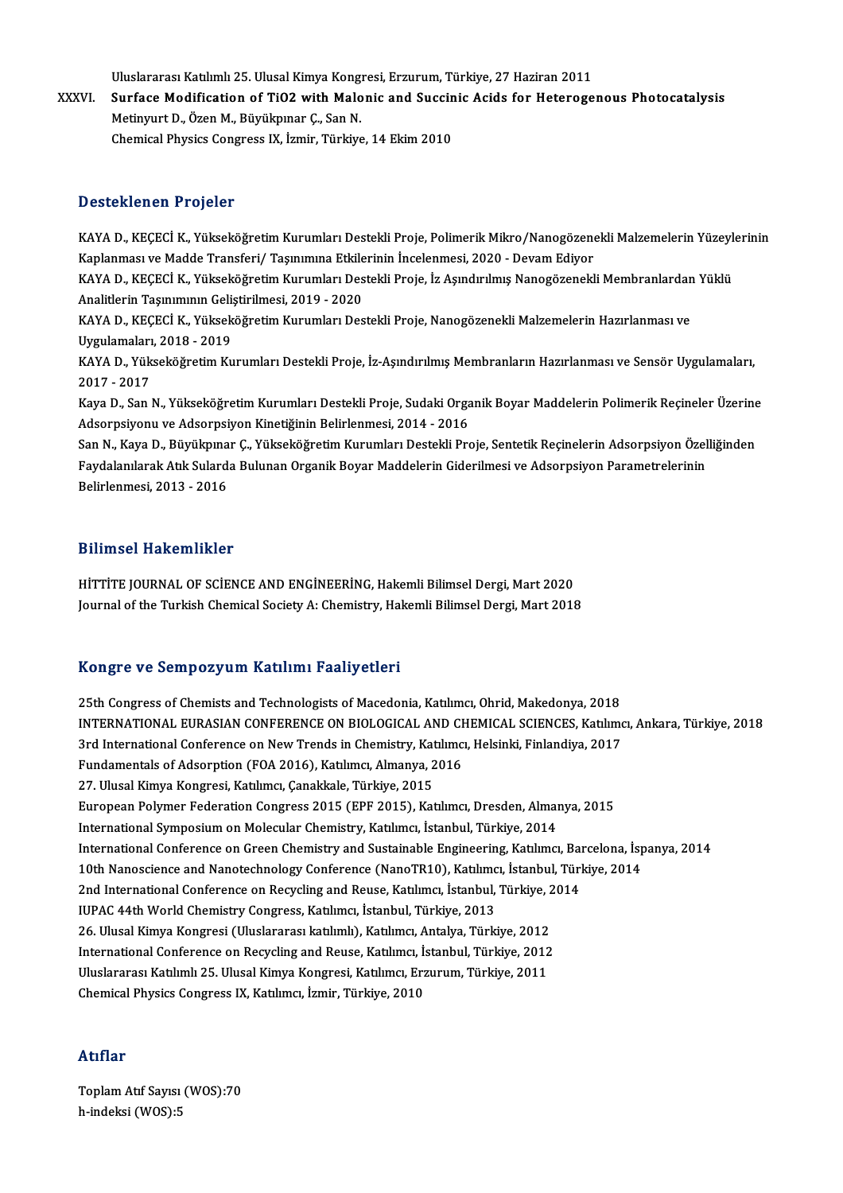Uluslararası Katılımlı 25. Ulusal Kimya Kongresi, Erzurum, Türkiye, 27 Haziran 2011

XXXVI. **Surface Modification of $TiO_2$ with Malonic and Succinic Acids for Heterogenous Photocatalysis**
Metinyurt D., Özen M., Büyükpınar Ç., San N.
Chemical Physics Congress IX, İzmir, Türkiye, 14 Ekim 2010

## Desteklenen Projeler

KAYA D., KEÇECİ K., Yükseköğretim Kurumları Destekli Proje, Polimerik Mikro/Nanogözenekli Malzemelerin Yüzeylerinin Kaplanması ve Madde Transferi/ Taşınımına Etkilerinin İncelenmesi, 2020 - Devam Ediyor

KAYA D., KEÇECİ K., Yükseköğretim Kurumları Destekli Proje, İz Aşındırılmış Nanogözenekli Membranlardan Yüklü Analitlerin Taşınımının Geliştirilmesi, 2019 - 2020

KAYA D., KEÇECİ K., Yükseköğretim Kurumları Destekli Proje, Nanogözenekli Malzemelerin Hazırlanması ve Uygulamaları, 2018 - 2019

KAYA D., Yükseköğretim Kurumları Destekli Proje, İz-Aşındırılmış Membranların Hazırlanması ve Sensör Uygulamaları, 2017 - 2017

Kaya D., San N., Yükseköğretim Kurumları Destekli Proje, Sudaki Organik Boyar Maddelerin Polimerik Reçineler Üzerine Adsorpsiyonu ve Adsorpsiyon Kinetiğinin Belirlenmesi, 2014 - 2016

San N., Kaya D., Büyükpınar Ç., Yükseköğretim Kurumları Destekli Proje, Sentetik Reçinelerin Adsorpsiyon Özelliğinden Faydalanılarak Atık Sularda Bulunan Organik Boyar Maddelerin Giderilmesi ve Adsorpsiyon Parametrelerinin Belirlenmesi, 2013 - 2016

## Bilimsel Hakemlikler

HİTTİTE JOURNAL OF SCİENCE AND ENGİNEERİNG, Hakemli Bilimsel Dergi, Mart 2020
Journal of the Turkish Chemical Society A: Chemistry, Hakemli Bilimsel Dergi, Mart 2018

## Kongre ve Sempozyum Katılımı Faaliyetleri

25th Congress of Chemists and Technologists of Macedonia, Katılımcı, Ohrid, Makedonya, 2018
INTERNATIONAL EURASIAN CONFERENCE ON BIOLOGICAL AND CHEMICAL SCIENCES, Katılımcı, Ankara, Türkiye, 2018
3rd International Conference on New Trends in Chemistry, Katılımcı, Helsinki, Finlandiya, 2017
Fundamentals of Adsorption (FOA 2016), Katılımcı, Almanya, 2016
27. Ulusal Kimya Kongresi, Katılımcı, Çanakkale, Türkiye, 2015
European Polymer Federation Congress 2015 (EPF 2015), Katılımcı, Dresden, Almanya, 2015
International Symposium on Molecular Chemistry, Katılımcı, İstanbul, Türkiye, 2014
International Conference on Green Chemistry and Sustainable Engineering, Katılımcı, Barcelona, İspanya, 2014
10th Nanoscience and Nanotechnology Conference (NanoTR10), Katılımcı, İstanbul, Türkiye, 2014
2nd International Conference on Recycling and Reuse, Katılımcı, İstanbul, Türkiye, 2014
IUPAC 44th World Chemistry Congress, Katılımcı, İstanbul, Türkiye, 2013
26. Ulusal Kimya Kongresi (Uluslararası katılımlı), Katılımcı, Antalya, Türkiye, 2012
International Conference on Recycling and Reuse, Katılımcı, İstanbul, Türkiye, 2012
Uluslararası Katılımlı 25. Ulusal Kimya Kongresi, Katılımcı, Erzurum, Türkiye, 2011
Chemical Physics Congress IX, Katılımcı, İzmir, Türkiye, 2010

## Atıflar

Toplam Atıf Sayısı (WOS):70
h-indeksi (WOS):5